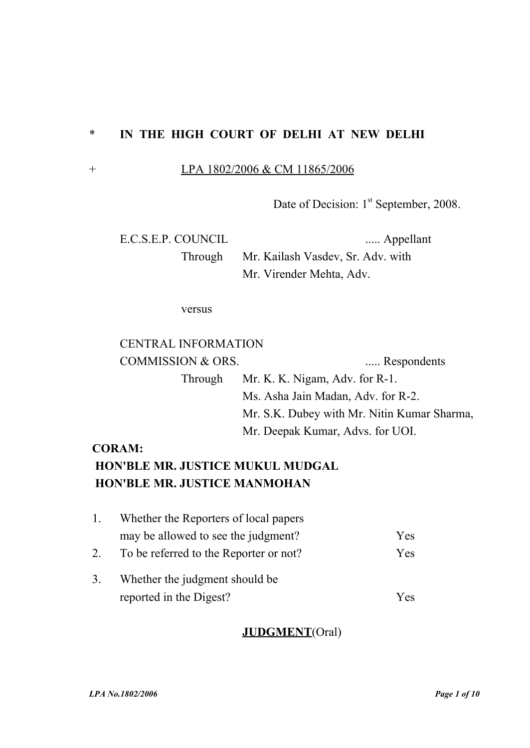\* **IN THE HIGH COURT OF DELHI AT NEW DELHI**

\+ LPA 1802/2006 & CM 11865/2006

Date of Decision: 1st September, 2008.

E.C.S.E.P. COUNCIL ..... Appellant
Through Mr. Kailash Vasdev, Sr. Adv. with Mr. Virender Mehta, Adv.

versus

CENTRAL INFORMATION COMMISSION & ORS. ..... Respondents
Through Mr. K. K. Nigam, Adv. for R-1.
Ms. Asha Jain Madan, Adv. for R-2.
Mr. S.K. Dubey with Mr. Nitin Kumar Sharma, Mr. Deepak Kumar, Advs. for UOI.

**CORAM:**
**HON'BLE MR. JUSTICE MUKUL MUDGAL**
**HON'BLE MR. JUSTICE MANMOHAN**

1. Whether the Reporters of local papers may be allowed to see the judgment? Yes
2. To be referred to the Reporter or not? Yes
3. Whether the judgment should be reported in the Digest? Yes

**JUDGMENT**(Oral)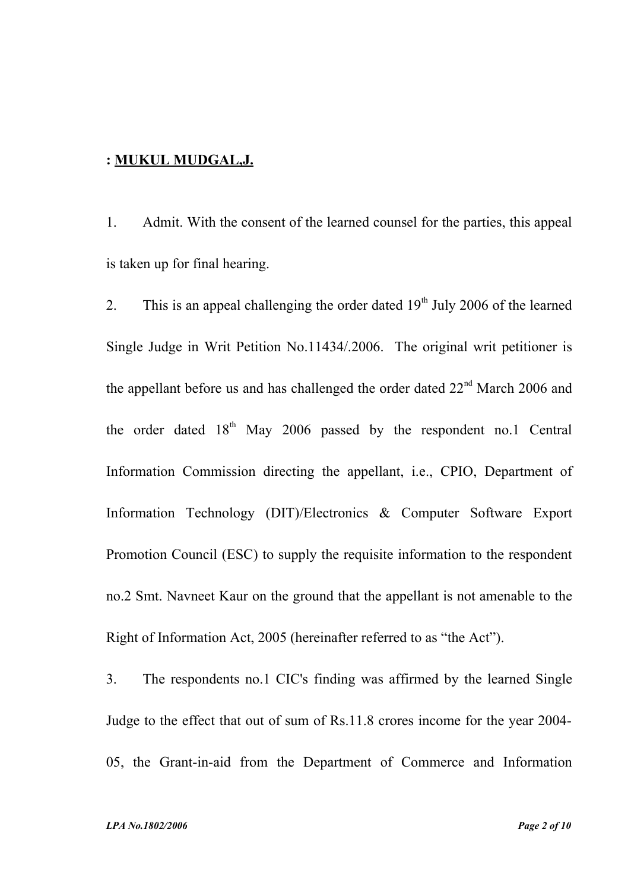: **<u>MUKUL MUDGAL,J.</u>**

1. Admit. With the consent of the learned counsel for the parties, this appeal is taken up for final hearing.

2. This is an appeal challenging the order dated 19th July 2006 of the learned Single Judge in Writ Petition No.11434/.2006. The original writ petitioner is the appellant before us and has challenged the order dated 22nd March 2006 and the order dated 18th May 2006 passed by the respondent no.1 Central Information Commission directing the appellant, i.e., CPIO, Department of Information Technology (DIT)/Electronics & Computer Software Export Promotion Council (ESC) to supply the requisite information to the respondent no.2 Smt. Navneet Kaur on the ground that the appellant is not amenable to the Right of Information Act, 2005 (hereinafter referred to as "the Act").

3. The respondents no.1 CIC's finding was affirmed by the learned Single Judge to the effect that out of sum of Rs.11.8 crores income for the year 2004-05, the Grant-in-aid from the Department of Commerce and Information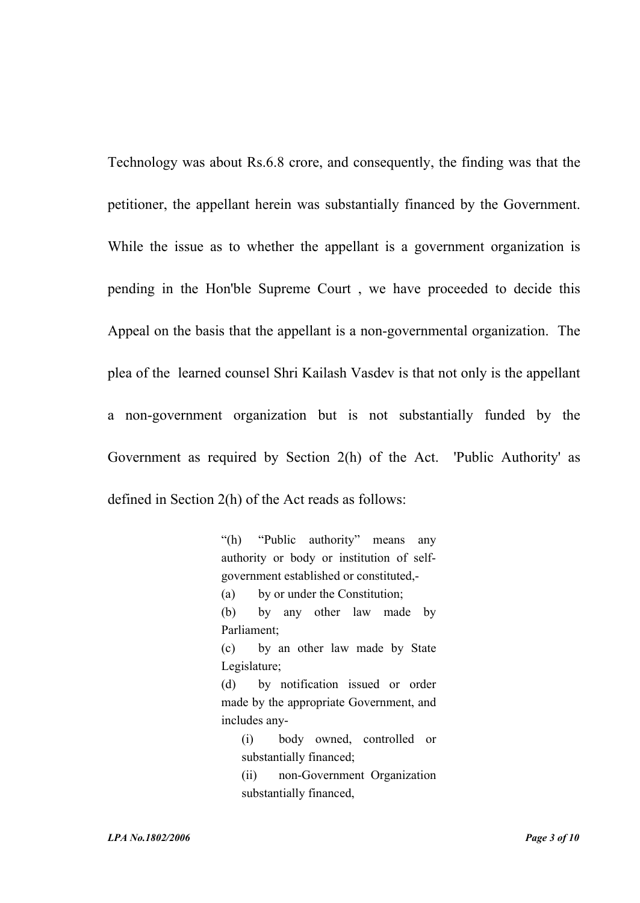Technology was about Rs.6.8 crore, and consequently, the finding was that the petitioner, the appellant herein was substantially financed by the Government. While the issue as to whether the appellant is a government organization is pending in the Hon'ble Supreme Court , we have proceeded to decide this Appeal on the basis that the appellant is a non-governmental organization. The plea of the learned counsel Shri Kailash Vasdev is that not only is the appellant a non-government organization but is not substantially funded by the Government as required by Section 2(h) of the Act. 'Public Authority' as defined in Section 2(h) of the Act reads as follows:

> "(h) "Public authority" means any authority or body or institution of self-government established or constituted,-
>
> (a) by or under the Constitution;
>
> (b) by any other law made by Parliament;
>
> (c) by an other law made by State Legislature;
>
> (d) by notification issued or order made by the appropriate Government, and includes any-
>
> > (i) body owned, controlled or substantially financed;
> >
> > (ii) non-Government Organization substantially financed,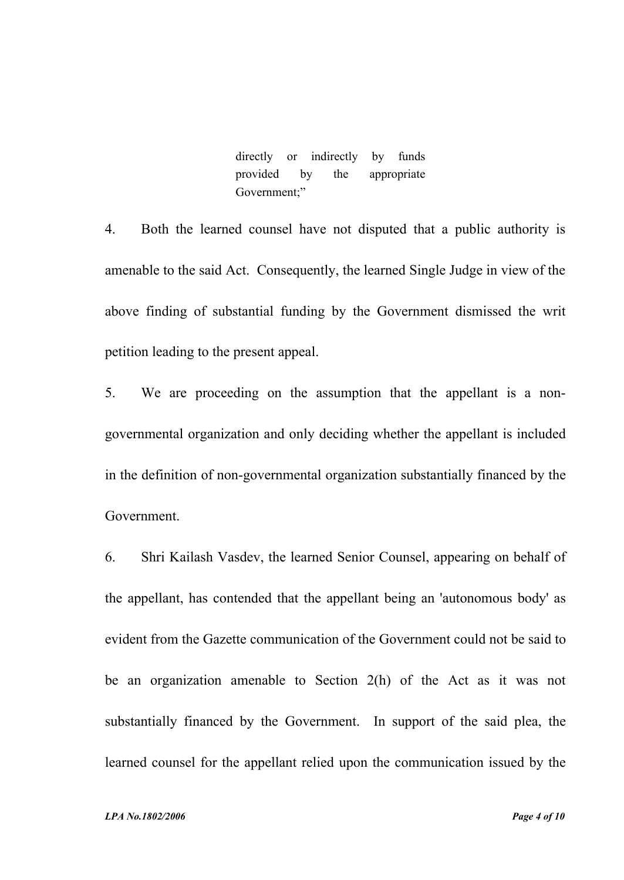> directly or indirectly by funds provided by the appropriate Government;"

4. Both the learned counsel have not disputed that a public authority is amenable to the said Act. Consequently, the learned Single Judge in view of the above finding of substantial funding by the Government dismissed the writ petition leading to the present appeal.

5. We are proceeding on the assumption that the appellant is a non-governmental organization and only deciding whether the appellant is included in the definition of non-governmental organization substantially financed by the Government.

6. Shri Kailash Vasdev, the learned Senior Counsel, appearing on behalf of the appellant, has contended that the appellant being an 'autonomous body' as evident from the Gazette communication of the Government could not be said to be an organization amenable to Section 2(h) of the Act as it was not substantially financed by the Government. In support of the said plea, the learned counsel for the appellant relied upon the communication issued by the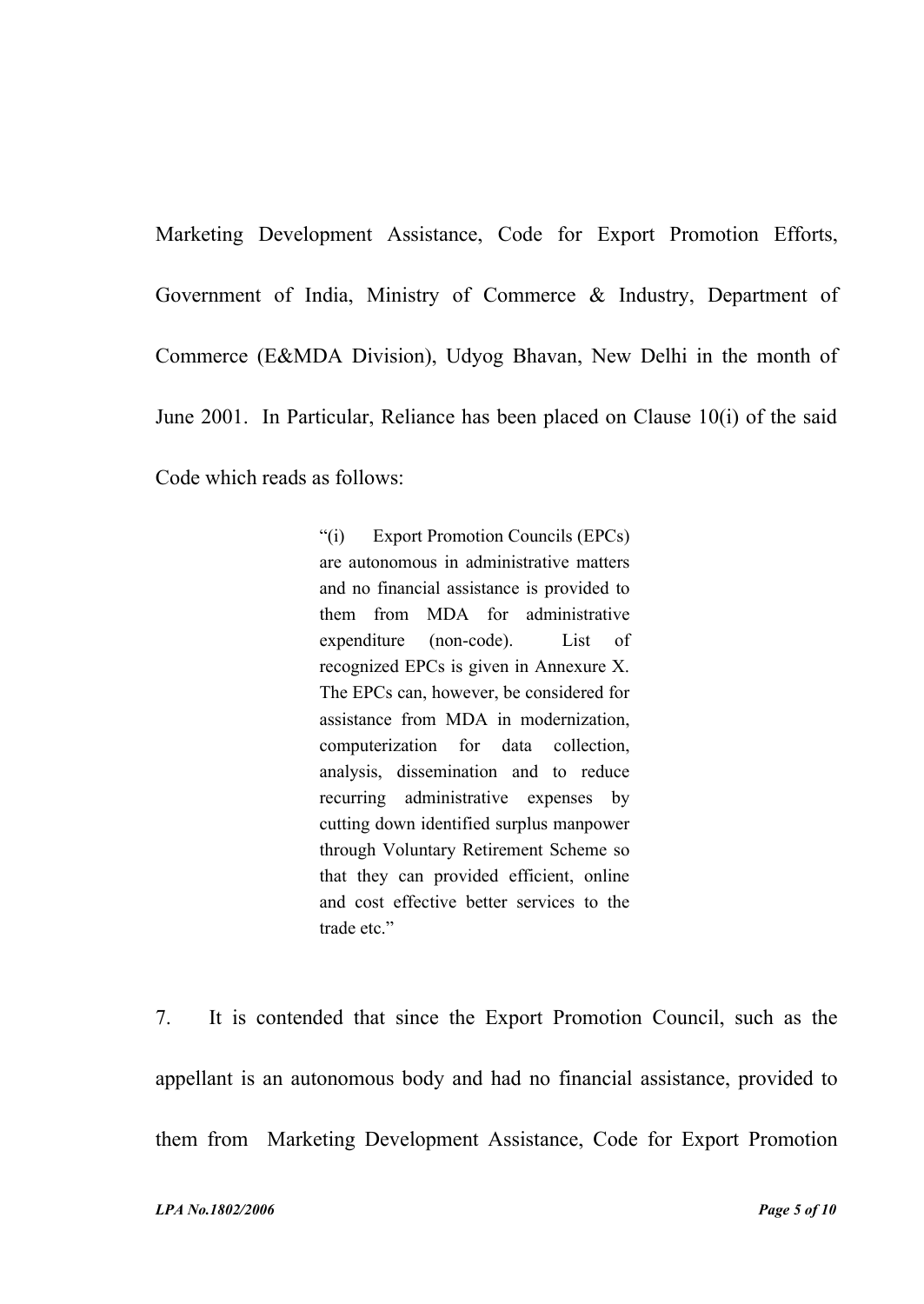Marketing Development Assistance, Code for Export Promotion Efforts, Government of India, Ministry of Commerce & Industry, Department of Commerce (E&MDA Division), Udyog Bhavan, New Delhi in the month of June 2001. In Particular, Reliance has been placed on Clause 10(i) of the said Code which reads as follows:

> "(i) Export Promotion Councils (EPCs) are autonomous in administrative matters and no financial assistance is provided to them from MDA for administrative expenditure (non-code). List of recognized EPCs is given in Annexure X. The EPCs can, however, be considered for assistance from MDA in modernization, computerization for data collection, analysis, dissemination and to reduce recurring administrative expenses by cutting down identified surplus manpower through Voluntary Retirement Scheme so that they can provided efficient, online and cost effective better services to the trade etc."

7. It is contended that since the Export Promotion Council, such as the appellant is an autonomous body and had no financial assistance, provided to them from Marketing Development Assistance, Code for Export Promotion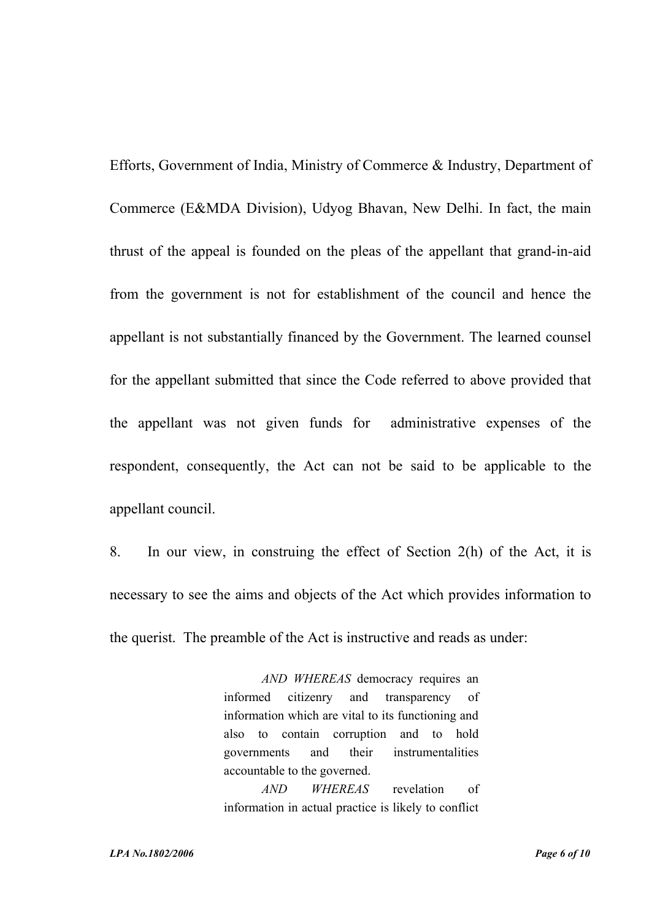Efforts, Government of India, Ministry of Commerce & Industry, Department of Commerce (E&MDA Division), Udyog Bhavan, New Delhi. In fact, the main thrust of the appeal is founded on the pleas of the appellant that grand-in-aid from the government is not for establishment of the council and hence the appellant is not substantially financed by the Government. The learned counsel for the appellant submitted that since the Code referred to above provided that the appellant was not given funds for administrative expenses of the respondent, consequently, the Act can not be said to be applicable to the appellant council.

8. In our view, in construing the effect of Section 2(h) of the Act, it is necessary to see the aims and objects of the Act which provides information to the querist. The preamble of the Act is instructive and reads as under:

> *AND WHEREAS* democracy requires an informed citizenry and transparency of information which are vital to its functioning and also to contain corruption and to hold governments and their instrumentalities accountable to the governed.
>
> *AND WHEREAS* revelation of information in actual practice is likely to conflict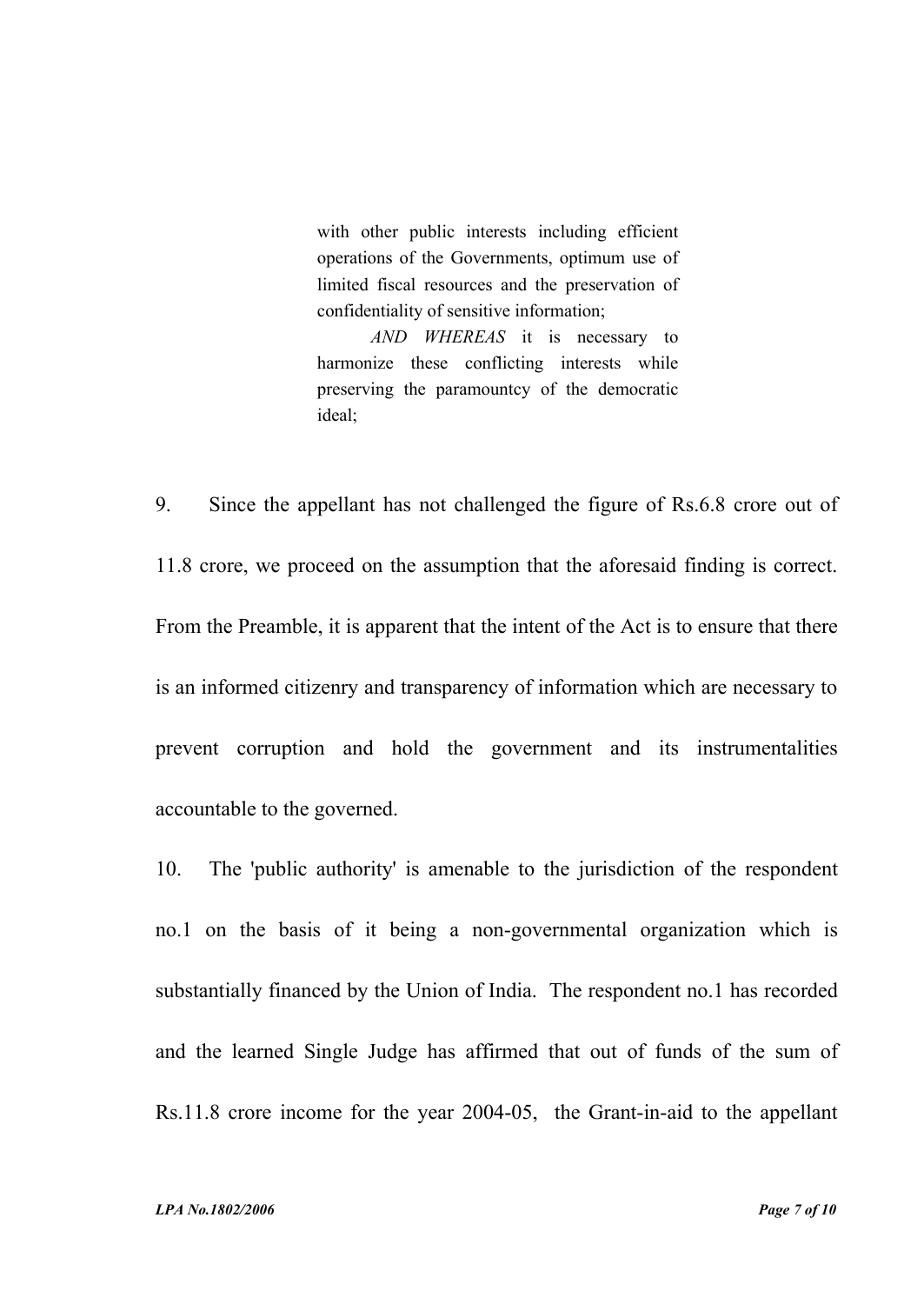> with other public interests including efficient operations of the Governments, optimum use of limited fiscal resources and the preservation of confidentiality of sensitive information;
>
> *AND WHEREAS* it is necessary to harmonize these conflicting interests while preserving the paramountcy of the democratic ideal;

9. Since the appellant has not challenged the figure of Rs.6.8 crore out of 11.8 crore, we proceed on the assumption that the aforesaid finding is correct. From the Preamble, it is apparent that the intent of the Act is to ensure that there is an informed citizenry and transparency of information which are necessary to prevent corruption and hold the government and its instrumentalities accountable to the governed.

10. The 'public authority' is amenable to the jurisdiction of the respondent no.1 on the basis of it being a non-governmental organization which is substantially financed by the Union of India. The respondent no.1 has recorded and the learned Single Judge has affirmed that out of funds of the sum of Rs.11.8 crore income for the year 2004-05, the Grant-in-aid to the appellant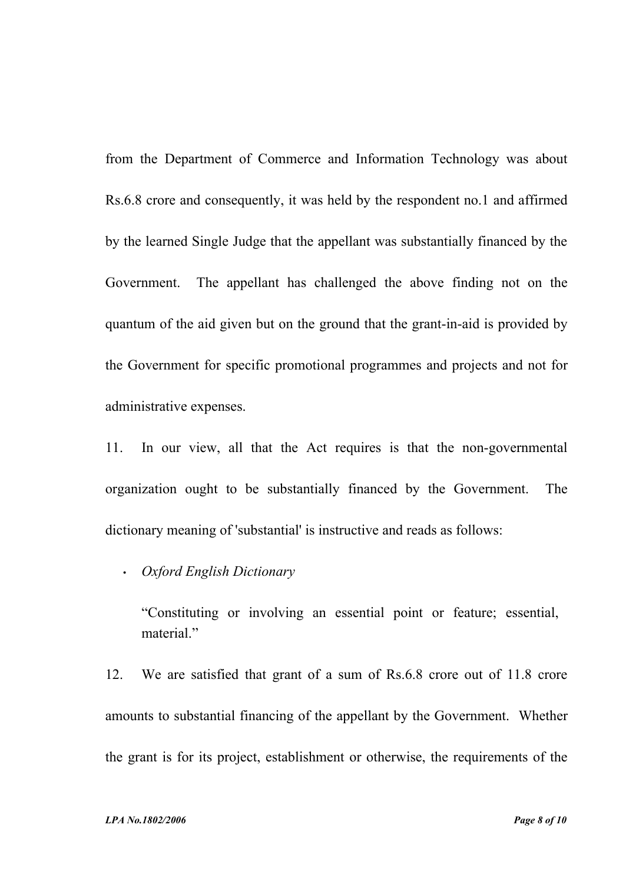from the Department of Commerce and Information Technology was about Rs.6.8 crore and consequently, it was held by the respondent no.1 and affirmed by the learned Single Judge that the appellant was substantially financed by the Government. The appellant has challenged the above finding not on the quantum of the aid given but on the ground that the grant-in-aid is provided by the Government for specific promotional programmes and projects and not for administrative expenses.

11. In our view, all that the Act requires is that the non-governmental organization ought to be substantially financed by the Government. The dictionary meaning of 'substantial' is instructive and reads as follows:

- *Oxford English Dictionary*

  "Constituting or involving an essential point or feature; essential, material."

12. We are satisfied that grant of a sum of Rs.6.8 crore out of 11.8 crore amounts to substantial financing of the appellant by the Government. Whether the grant is for its project, establishment or otherwise, the requirements of the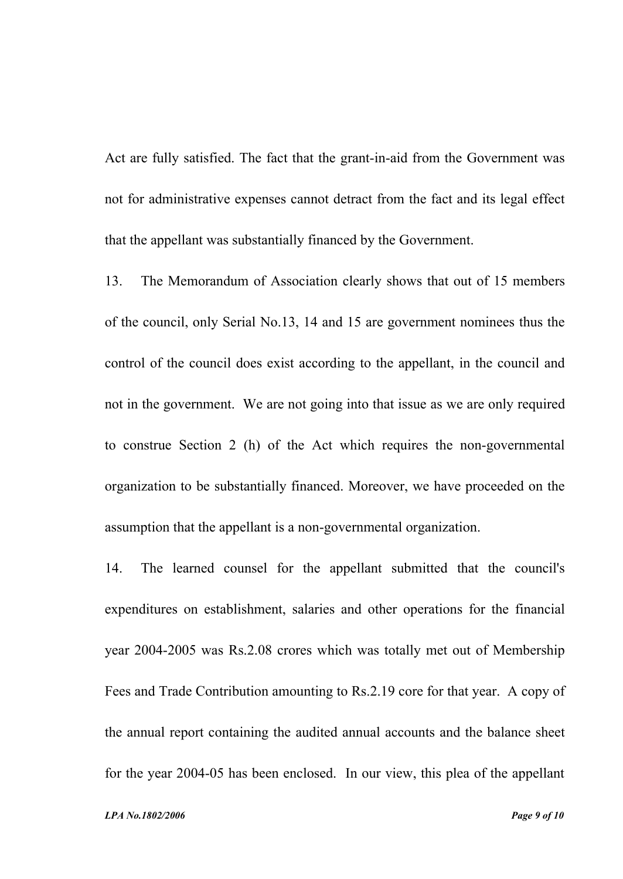Act are fully satisfied. The fact that the grant-in-aid from the Government was not for administrative expenses cannot detract from the fact and its legal effect that the appellant was substantially financed by the Government.

13. The Memorandum of Association clearly shows that out of 15 members of the council, only Serial No.13, 14 and 15 are government nominees thus the control of the council does exist according to the appellant, in the council and not in the government. We are not going into that issue as we are only required to construe Section 2 (h) of the Act which requires the non-governmental organization to be substantially financed. Moreover, we have proceeded on the assumption that the appellant is a non-governmental organization.

14. The learned counsel for the appellant submitted that the council's expenditures on establishment, salaries and other operations for the financial year 2004-2005 was Rs.2.08 crores which was totally met out of Membership Fees and Trade Contribution amounting to Rs.2.19 core for that year. A copy of the annual report containing the audited annual accounts and the balance sheet for the year 2004-05 has been enclosed. In our view, this plea of the appellant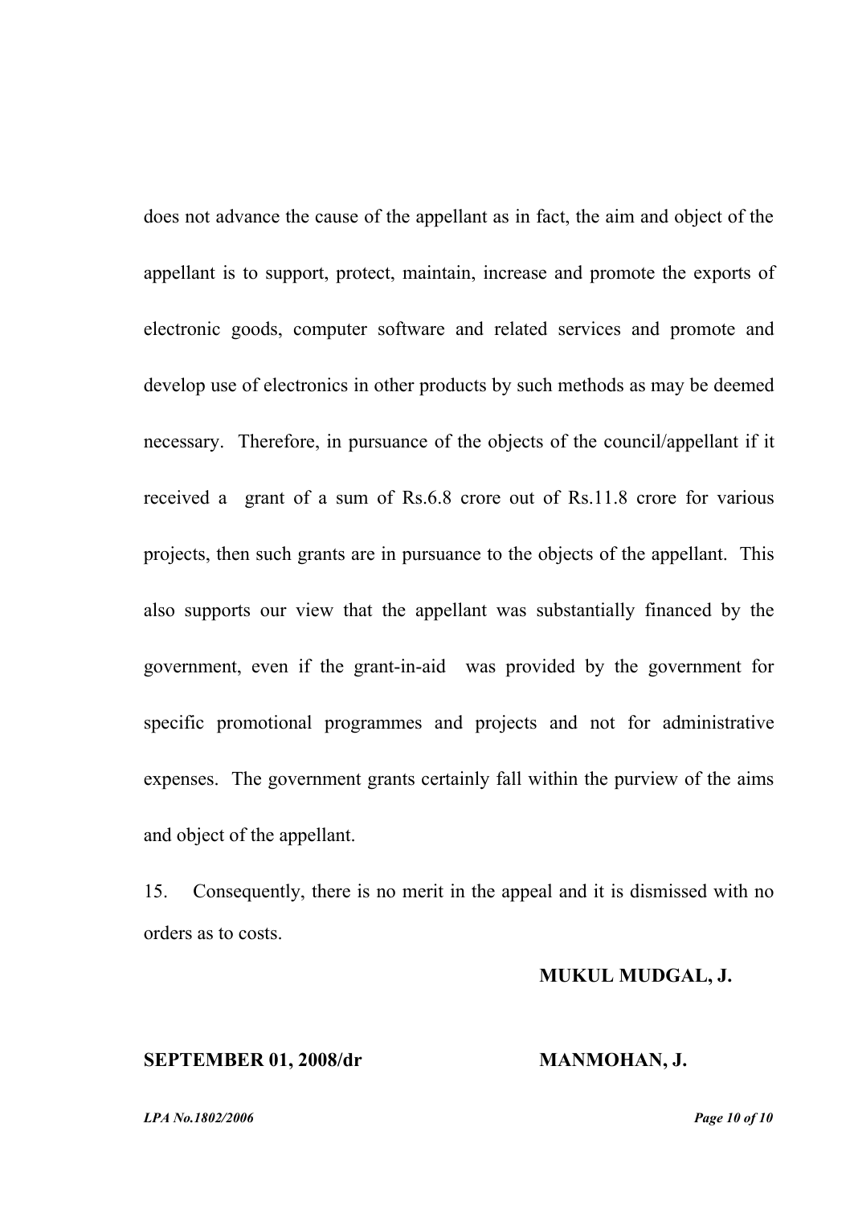does not advance the cause of the appellant as in fact, the aim and object of the appellant is to support, protect, maintain, increase and promote the exports of electronic goods, computer software and related services and promote and develop use of electronics in other products by such methods as may be deemed necessary. Therefore, in pursuance of the objects of the council/appellant if it received a grant of a sum of Rs.6.8 crore out of Rs.11.8 crore for various projects, then such grants are in pursuance to the objects of the appellant. This also supports our view that the appellant was substantially financed by the government, even if the grant-in-aid was provided by the government for specific promotional programmes and projects and not for administrative expenses. The government grants certainly fall within the purview of the aims and object of the appellant.

15. Consequently, there is no merit in the appeal and it is dismissed with no orders as to costs.

**MUKUL MUDGAL, J.**

**SEPTEMBER 01, 2008/dr**

**MANMOHAN, J.**